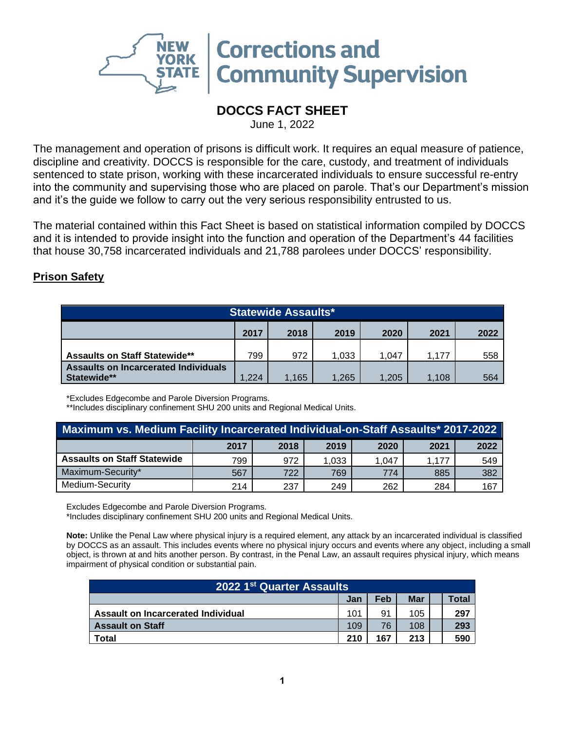# New York State Corrections and Community Supervision

## DOCCS FACT SHEET

June 1, 2022

The management and operation of prisons is difficult work. It requires an equal measure of patience, discipline and creativity. DOCCS is responsible for the care, custody, and treatment of individuals sentenced to state prison, working with these incarcerated individuals to ensure successful re-entry into the community and supervising those who are placed on parole. That's our Department's mission and it's the guide we follow to carry out the very serious responsibility entrusted to us.

The material contained within this Fact Sheet is based on statistical information compiled by DOCCS and it is intended to provide insight into the function and operation of the Department's 44 facilities that house 30,758 incarcerated individuals and 21,788 parolees under DOCCS' responsibility.

### Prison Safety

**Statewide Assaults***

| | 2017 | 2018 | 2019 | 2020 | 2021 | 2022 |
|---|---|---|---|---|---|---|
| **Assaults on Staff Statewide**** | 799 | 972 | 1,033 | 1,047 | 1,177 | 558 |
| **Assaults on Incarcerated Individuals Statewide**** | 1,224 | 1,165 | 1,265 | 1,205 | 1,108 | 564 |

*Excludes Edgecombe and Parole Diversion Programs.
**Includes disciplinary confinement SHU 200 units and Regional Medical Units.

**Maximum vs. Medium Facility Incarcerated Individual-on-Staff Assaults* 2017-2022**

| | 2017 | 2018 | 2019 | 2020 | 2021 | 2022 |
|---|---|---|---|---|---|---|
| **Assaults on Staff Statewide** | 799 | 972 | 1,033 | 1,047 | 1,177 | 549 |
| Maximum-Security* | 567 | 722 | 769 | 774 | 885 | 382 |
| Medium-Security | 214 | 237 | 249 | 262 | 284 | 167 |

Excludes Edgecombe and Parole Diversion Programs.
*Includes disciplinary confinement SHU 200 units and Regional Medical Units.

**Note:** Unlike the Penal Law where physical injury is a required element, any attack by an incarcerated individual is classified by DOCCS as an assault. This includes events where no physical injury occurs and events where any object, including a small object, is thrown at and hits another person. By contrast, in the Penal Law, an assault requires physical injury, which means impairment of physical condition or substantial pain.

**2022 1st Quarter Assaults**

| | Jan | Feb | Mar | | Total |
|---|---|---|---|---|---|
| **Assault on Incarcerated Individual** | 101 | 91 | 105 | | **297** |
| **Assault on Staff** | 109 | 76 | 108 | | **293** |
| **Total** | **210** | **167** | **213** | | **590** |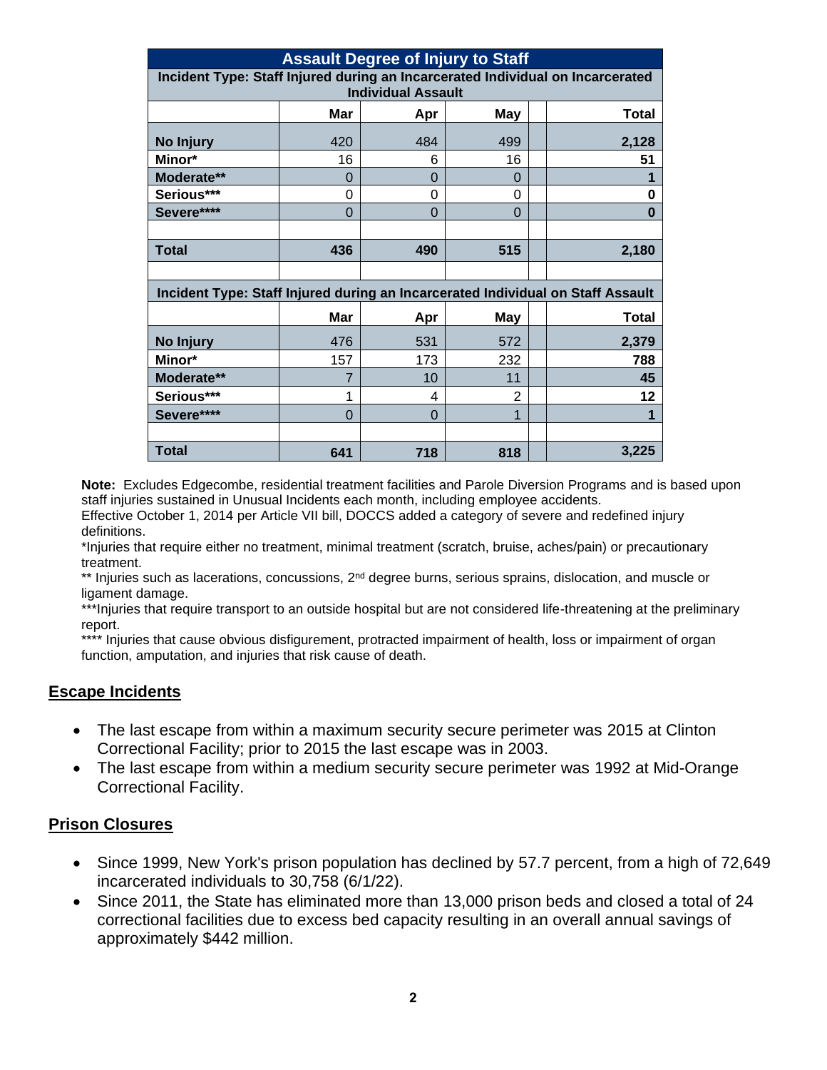| Assault Degree of Injury to Staff | | | | |
|---|---|---|---|---|
| **Incident Type: Staff Injured during an Incarcerated Individual on Incarcerated Individual Assault** | | | | |
| | **Mar** | **Apr** | **May** | **Total** |
| **No Injury** | 420 | 484 | 499 | **2,128** |
| **Minor*** | 16 | 6 | 16 | **51** |
| **Moderate**** | 0 | 0 | 0 | **1** |
| **Serious***** | 0 | 0 | 0 | **0** |
| **Severe****** | 0 | 0 | 0 | **0** |
| | | | | |
| **Total** | **436** | **490** | **515** | **2,180** |
| | | | | |
| **Incident Type: Staff Injured during an Incarcerated Individual on Staff Assault** | | | | |
| | **Mar** | **Apr** | **May** | **Total** |
| **No Injury** | 476 | 531 | 572 | **2,379** |
| **Minor*** | 157 | 173 | 232 | **788** |
| **Moderate**** | 7 | 10 | 11 | **45** |
| **Serious***** | 1 | 4 | 2 | **12** |
| **Severe****** | 0 | 0 | 1 | **1** |
| | | | | |
| **Total** | **641** | **718** | **818** | **3,225** |

**Note:** Excludes Edgecombe, residential treatment facilities and Parole Diversion Programs and is based upon staff injuries sustained in Unusual Incidents each month, including employee accidents.

Effective October 1, 2014 per Article VII bill, DOCCS added a category of severe and redefined injury definitions.

*Injuries that require either no treatment, minimal treatment (scratch, bruise, aches/pain) or precautionary treatment.

** Injuries such as lacerations, concussions, 2nd degree burns, serious sprains, dislocation, and muscle or ligament damage.

***Injuries that require transport to an outside hospital but are not considered life-threatening at the preliminary report.

**** Injuries that cause obvious disfigurement, protracted impairment of health, loss or impairment of organ function, amputation, and injuries that risk cause of death.

## Escape Incidents

- The last escape from within a maximum security secure perimeter was 2015 at Clinton Correctional Facility; prior to 2015 the last escape was in 2003.
- The last escape from within a medium security secure perimeter was 1992 at Mid-Orange Correctional Facility.

## Prison Closures

- Since 1999, New York's prison population has declined by 57.7 percent, from a high of 72,649 incarcerated individuals to 30,758 (6/1/22).
- Since 2011, the State has eliminated more than 13,000 prison beds and closed a total of 24 correctional facilities due to excess bed capacity resulting in an overall annual savings of approximately $442 million.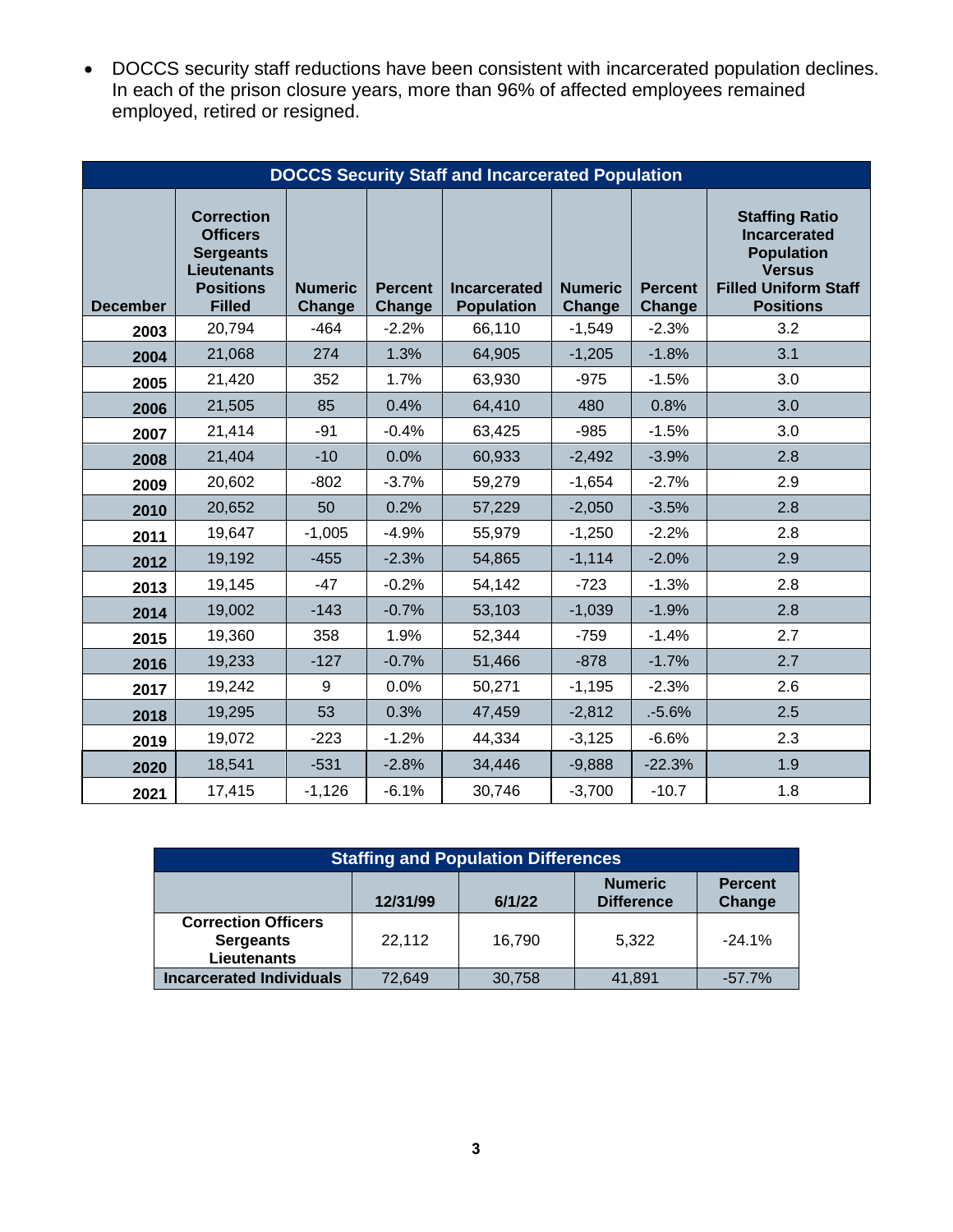- DOCCS security staff reductions have been consistent with incarcerated population declines. In each of the prison closure years, more than 96% of affected employees remained employed, retired or resigned.

| DOCCS Security Staff and Incarcerated Population | | | | | | | |
|---|---|---|---|---|---|---|---|
| **December** | **Correction Officers Sergeants Lieutenants Positions Filled** | **Numeric Change** | **Percent Change** | **Incarcerated Population** | **Numeric Change** | **Percent Change** | **Staffing Ratio Incarcerated Population Versus Filled Uniform Staff Positions** |
| 2003 | 20,794 | -464 | -2.2% | 66,110 | -1,549 | -2.3% | 3.2 |
| 2004 | 21,068 | 274 | 1.3% | 64,905 | -1,205 | -1.8% | 3.1 |
| 2005 | 21,420 | 352 | 1.7% | 63,930 | -975 | -1.5% | 3.0 |
| 2006 | 21,505 | 85 | 0.4% | 64,410 | 480 | 0.8% | 3.0 |
| 2007 | 21,414 | -91 | -0.4% | 63,425 | -985 | -1.5% | 3.0 |
| 2008 | 21,404 | -10 | 0.0% | 60,933 | -2,492 | -3.9% | 2.8 |
| 2009 | 20,602 | -802 | -3.7% | 59,279 | -1,654 | -2.7% | 2.9 |
| 2010 | 20,652 | 50 | 0.2% | 57,229 | -2,050 | -3.5% | 2.8 |
| 2011 | 19,647 | -1,005 | -4.9% | 55,979 | -1,250 | -2.2% | 2.8 |
| 2012 | 19,192 | -455 | -2.3% | 54,865 | -1,114 | -2.0% | 2.9 |
| 2013 | 19,145 | -47 | -0.2% | 54,142 | -723 | -1.3% | 2.8 |
| 2014 | 19,002 | -143 | -0.7% | 53,103 | -1,039 | -1.9% | 2.8 |
| 2015 | 19,360 | 358 | 1.9% | 52,344 | -759 | -1.4% | 2.7 |
| 2016 | 19,233 | -127 | -0.7% | 51,466 | -878 | -1.7% | 2.7 |
| 2017 | 19,242 | 9 | 0.0% | 50,271 | -1,195 | -2.3% | 2.6 |
| 2018 | 19,295 | 53 | 0.3% | 47,459 | -2,812 | .-5.6% | 2.5 |
| 2019 | 19,072 | -223 | -1.2% | 44,334 | -3,125 | -6.6% | 2.3 |
| 2020 | 18,541 | -531 | -2.8% | 34,446 | -9,888 | -22.3% | 1.9 |
| 2021 | 17,415 | -1,126 | -6.1% | 30,746 | -3,700 | -10.7 | 1.8 |

| Staffing and Population Differences | | | | |
|---|---|---|---|---|
| | **12/31/99** | **6/1/22** | **Numeric Difference** | **Percent Change** |
| **Correction Officers Sergeants Lieutenants** | 22,112 | 16,790 | 5,322 | -24.1% |
| **Incarcerated Individuals** | 72,649 | 30,758 | 41,891 | -57.7% |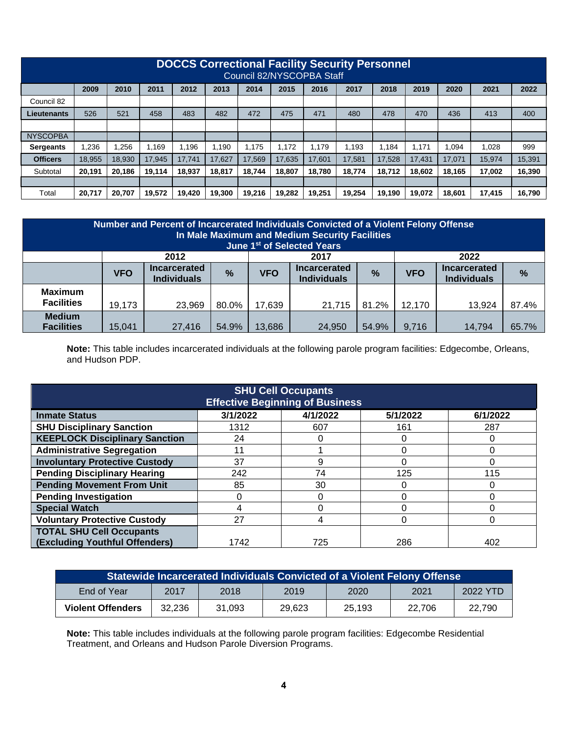## DOCCS Correctional Facility Security Personnel

Council 82/NYSCOPBA Staff

| | 2009 | 2010 | 2011 | 2012 | 2013 | 2014 | 2015 | 2016 | 2017 | 2018 | 2019 | 2020 | 2021 | 2022 |
|---|---|---|---|---|---|---|---|---|---|---|---|---|---|---|
| Council 82 | | | | | | | | | | | | | | |
| **Lieutenants** | 526 | 521 | 458 | 483 | 482 | 472 | 475 | 471 | 480 | 478 | 470 | 436 | 413 | 400 |
| | | | | | | | | | | | | | | |
| NYSCOPBA | | | | | | | | | | | | | | |
| **Sergeants** | 1,236 | 1,256 | 1,169 | 1,196 | 1,190 | 1,175 | 1,172 | 1,179 | 1,193 | 1,184 | 1,171 | 1,094 | 1,028 | 999 |
| **Officers** | 18,955 | 18,930 | 17,945 | 17,741 | 17,627 | 17,569 | 17,635 | 17,601 | 17,581 | 17,528 | 17,431 | 17,071 | 15,974 | 15,391 |
| Subtotal | **20,191** | **20,186** | **19,114** | **18,937** | **18,817** | **18,744** | **18,807** | **18,780** | **18,774** | **18,712** | **18,602** | **18,165** | **17,002** | **16,390** |
| | | | | | | | | | | | | | | |
| Total | **20,717** | **20,707** | **19,572** | **19,420** | **19,300** | **19,216** | **19,282** | **19,251** | **19,254** | **19,190** | **19,072** | **18,601** | **17,415** | **16,790** |

## Number and Percent of Incarcerated Individuals Convicted of a Violent Felony Offense In Male Maximum and Medium Security Facilities June 1st of Selected Years

| | 2012 | | | 2017 | | | 2022 | | |
|---|---|---|---|---|---|---|---|---|---|
| | **VFO** | **Incarcerated Individuals** | **%** | **VFO** | **Incarcerated Individuals** | **%** | **VFO** | **Incarcerated Individuals** | **%** |
| **Maximum Facilities** | 19,173 | 23,969 | 80.0% | 17,639 | 21,715 | 81.2% | 12,170 | 13,924 | 87.4% |
| **Medium Facilities** | 15,041 | 27,416 | 54.9% | 13,686 | 24,950 | 54.9% | 9,716 | 14,794 | 65.7% |

**Note:** This table includes incarcerated individuals at the following parole program facilities: Edgecombe, Orleans, and Hudson PDP.

## SHU Cell Occupants Effective Beginning of Business

| **Inmate Status** | **3/1/2022** | **4/1/2022** | **5/1/2022** | **6/1/2022** |
|---|---|---|---|---|
| **SHU Disciplinary Sanction** | 1312 | 607 | 161 | 287 |
| **KEEPLOCK Disciplinary Sanction** | 24 | 0 | 0 | 0 |
| **Administrative Segregation** | 11 | 1 | 0 | 0 |
| **Involuntary Protective Custody** | 37 | 9 | 0 | 0 |
| **Pending Disciplinary Hearing** | 242 | 74 | 125 | 115 |
| **Pending Movement From Unit** | 85 | 30 | 0 | 0 |
| **Pending Investigation** | 0 | 0 | 0 | 0 |
| **Special Watch** | 4 | 0 | 0 | 0 |
| **Voluntary Protective Custody** | 27 | 4 | 0 | 0 |
| **TOTAL SHU Cell Occupants (Excluding Youthful Offenders)** | 1742 | 725 | 286 | 402 |

## Statewide Incarcerated Individuals Convicted of a Violent Felony Offense

| End of Year | 2017 | 2018 | 2019 | 2020 | 2021 | 2022 YTD |
|---|---|---|---|---|---|---|
| **Violent Offenders** | 32,236 | 31,093 | 29,623 | 25,193 | 22,706 | 22,790 |

**Note:** This table includes individuals at the following parole program facilities: Edgecombe Residential Treatment, and Orleans and Hudson Parole Diversion Programs.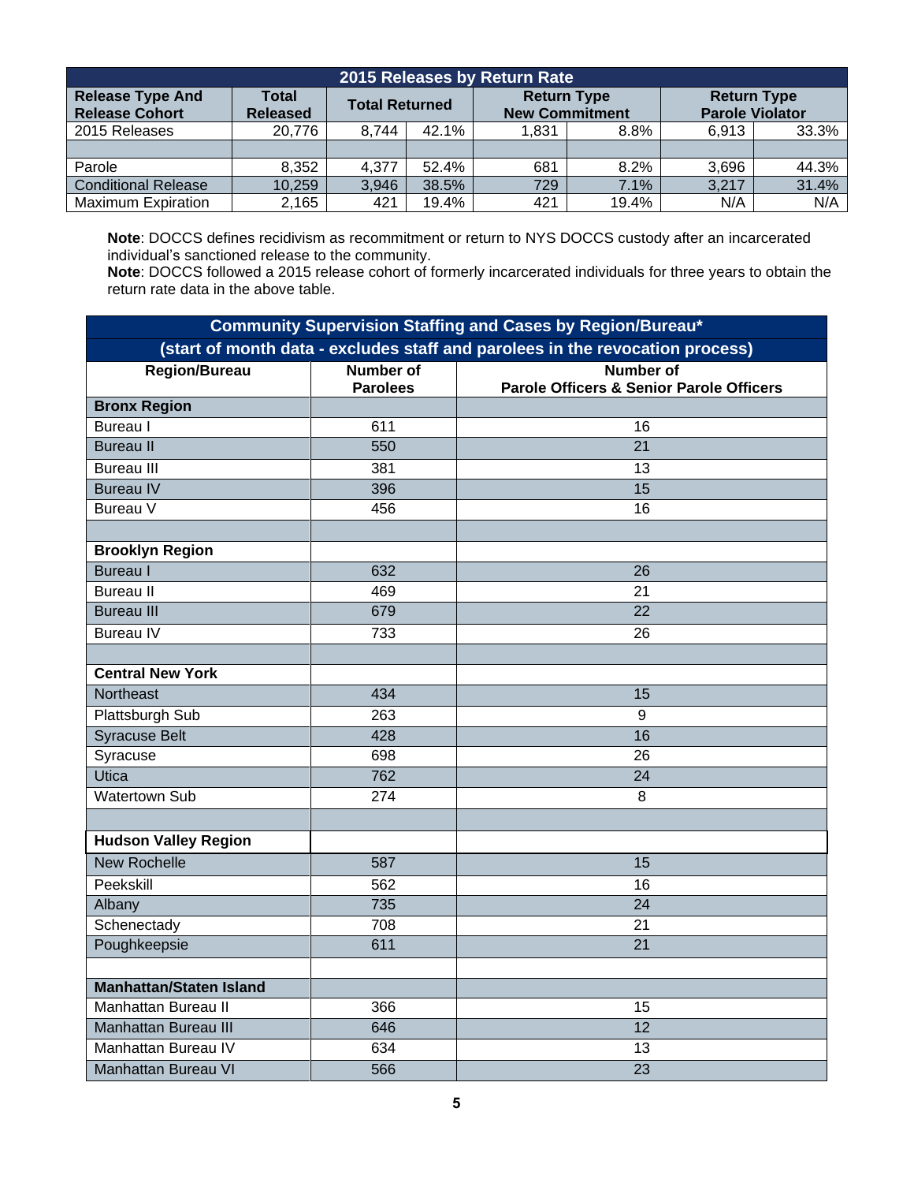| 2015 Releases by Return Rate | | | | | | | |
|---|---|---|---|---|---|---|---|
| **Release Type And Release Cohort** | **Total Released** | **Total Returned** | | **Return Type New Commitment** | | **Return Type Parole Violator** | |
| 2015 Releases | 20,776 | 8,744 | 42.1% | 1,831 | 8.8% | 6,913 | 33.3% |
| | | | | | | | |
| Parole | 8,352 | 4,377 | 52.4% | 681 | 8.2% | 3,696 | 44.3% |
| Conditional Release | 10,259 | 3,946 | 38.5% | 729 | 7.1% | 3,217 | 31.4% |
| Maximum Expiration | 2,165 | 421 | 19.4% | 421 | 19.4% | N/A | N/A |

**Note**: DOCCS defines recidivism as recommitment or return to NYS DOCCS custody after an incarcerated individual's sanctioned release to the community.
**Note**: DOCCS followed a 2015 release cohort of formerly incarcerated individuals for three years to obtain the return rate data in the above table.

| Community Supervision Staffing and Cases by Region/Bureau* (start of month data - excludes staff and parolees in the revocation process) | | |
|---|---|---|
| **Region/Bureau** | **Number of Parolees** | **Number of Parole Officers & Senior Parole Officers** |
| **Bronx Region** | | |
| Bureau I | 611 | 16 |
| Bureau II | 550 | 21 |
| Bureau III | 381 | 13 |
| Bureau IV | 396 | 15 |
| Bureau V | 456 | 16 |
| | | |
| **Brooklyn Region** | | |
| Bureau I | 632 | 26 |
| Bureau II | 469 | 21 |
| Bureau III | 679 | 22 |
| Bureau IV | 733 | 26 |
| | | |
| **Central New York** | | |
| Northeast | 434 | 15 |
| Plattsburgh Sub | 263 | 9 |
| Syracuse Belt | 428 | 16 |
| Syracuse | 698 | 26 |
| Utica | 762 | 24 |
| Watertown Sub | 274 | 8 |
| | | |
| **Hudson Valley Region** | | |
| New Rochelle | 587 | 15 |
| Peekskill | 562 | 16 |
| Albany | 735 | 24 |
| Schenectady | 708 | 21 |
| Poughkeepsie | 611 | 21 |
| | | |
| **Manhattan/Staten Island** | | |
| Manhattan Bureau II | 366 | 15 |
| Manhattan Bureau III | 646 | 12 |
| Manhattan Bureau IV | 634 | 13 |
| Manhattan Bureau VI | 566 | 23 |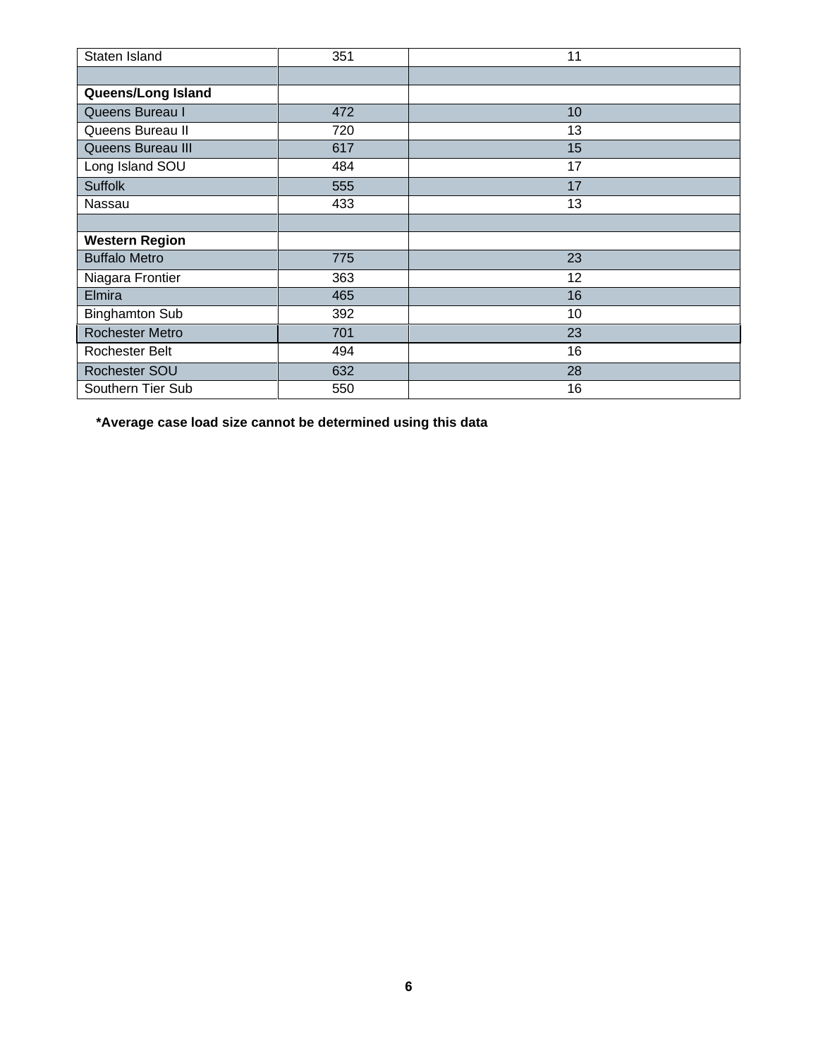| | | |
|---|---|---|
| Staten Island | 351 | 11 |
| | | |
| **Queens/Long Island** | | |
| Queens Bureau I | 472 | 10 |
| Queens Bureau II | 720 | 13 |
| Queens Bureau III | 617 | 15 |
| Long Island SOU | 484 | 17 |
| Suffolk | 555 | 17 |
| Nassau | 433 | 13 |
| | | |
| **Western Region** | | |
| Buffalo Metro | 775 | 23 |
| Niagara Frontier | 363 | 12 |
| Elmira | 465 | 16 |
| Binghamton Sub | 392 | 10 |
| Rochester Metro | 701 | 23 |
| Rochester Belt | 494 | 16 |
| Rochester SOU | 632 | 28 |
| Southern Tier Sub | 550 | 16 |

**\*Average case load size cannot be determined using this data**